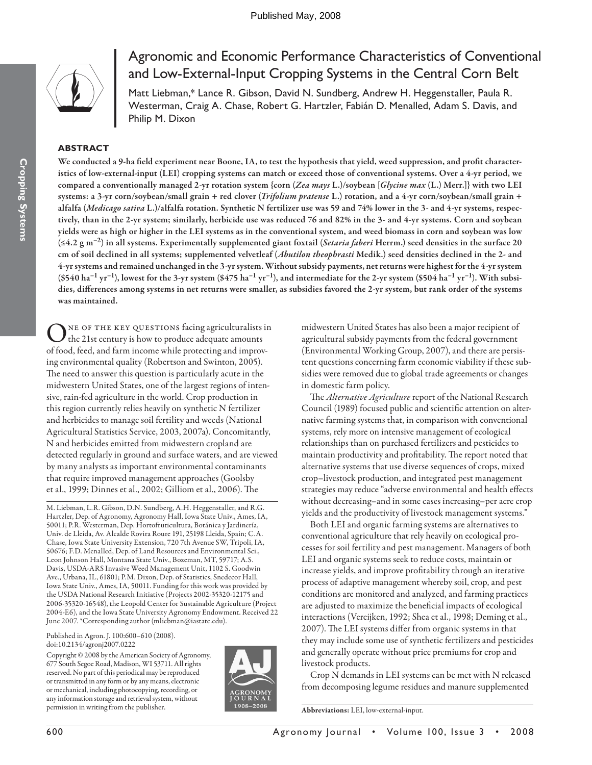# Agronomic and Economic Performance Characteristics of Conventional and Low-External-Input Cropping Systems in the Central Corn Belt

Matt Liebman,* Lance R. Gibson, David N. Sundberg, Andrew H. Heggenstaller, Paula R. Westerman, Craig A. Chase, Robert G. Hartzler, Fabián D. Menalled, Adam S. Davis, and Philip M. Dixon

## ABSTRACT

**We conducted a 9-ha field experiment near Boone, IA, to test the hypothesis that yield, weed suppression, and profit characteristics of low-external-input (LEI) cropping systems can match or exceed those of conventional systems. Over a 4-yr period, we compared a conventionally managed 2-yr rotation system {corn (*Zea mays* L.)/soybean [*Glycine max* (L.) Merr.]} with two LEI systems: a 3-yr corn/soybean/small grain + red clover (*Trifolium pratense* L.) rotation, and a 4-yr corn/soybean/small grain + alfalfa (*Medicago sativa* L.)/alfalfa rotation. Synthetic N fertilizer use was 59 and 74% lower in the 3- and 4-yr systems, respectively, than in the 2-yr system; similarly, herbicide use was reduced 76 and 82% in the 3- and 4-yr systems. Corn and soybean yields were as high or higher in the LEI systems as in the conventional system, and weed biomass in corn and soybean was low (≤4.2 g $m^{-2}$) in all systems. Experimentally supplemented giant foxtail (*Setaria faberi* Herrm.) seed densities in the surface 20 cm of soil declined in all systems; supplemented velvetleaf (*Abutilon theophrasti* Medik.) seed densities declined in the 2- and 4-yr systems and remained unchanged in the 3-yr system. Without subsidy payments, net returns were highest for the 4-yr system (\$540 $ha^{-1}$ $yr^{-1}$), lowest for the 3-yr system (\$475 $ha^{-1}$ $yr^{-1}$), and intermediate for the 2-yr system (\$504 $ha^{-1}$ $yr^{-1}$). With subsidies, differences among systems in net returns were smaller, as subsidies favored the 2-yr system, but rank order of the systems was maintained.**

One of the key questions facing agriculturalists in the 21st century is how to produce adequate amounts of food, feed, and farm income while protecting and improving environmental quality (Robertson and Swinton, 2005). The need to answer this question is particularly acute in the midwestern United States, one of the largest regions of intensive, rain-fed agriculture in the world. Crop production in this region currently relies heavily on synthetic N fertilizer and herbicides to manage soil fertility and weeds (National Agricultural Statistics Service, 2003, 2007a). Concomitantly, N and herbicides emitted from midwestern cropland are detected regularly in ground and surface waters, and are viewed by many analysts as important environmental contaminants that require improved management approaches (Goolsby et al., 1999; Dinnes et al., 2002; Gilliom et al., 2006). The midwestern United States has also been a major recipient of agricultural subsidy payments from the federal government (Environmental Working Group, 2007), and there are persistent questions concerning farm economic viability if these subsidies were removed due to global trade agreements or changes in domestic farm policy.

The *Alternative Agriculture* report of the National Research Council (1989) focused public and scientific attention on alternative farming systems that, in comparison with conventional systems, rely more on intensive management of ecological relationships than on purchased fertilizers and pesticides to maintain productivity and profitability. The report noted that alternative systems that use diverse sequences of crops, mixed crop–livestock production, and integrated pest management strategies may reduce "adverse environmental and health effects without decreasing–and in some cases increasing–per acre crop yields and the productivity of livestock management systems."

Both LEI and organic farming systems are alternatives to conventional agriculture that rely heavily on ecological processes for soil fertility and pest management. Managers of both LEI and organic systems seek to reduce costs, maintain or increase yields, and improve profitability through an iterative process of adaptive management whereby soil, crop, and pest conditions are monitored and analyzed, and farming practices are adjusted to maximize the beneficial impacts of ecological interactions (Vereijken, 1992; Shea et al., 1998; Deming et al., 2007). The LEI systems differ from organic systems in that they may include some use of synthetic fertilizers and pesticides and generally operate without price premiums for crop and livestock products.

Crop N demands in LEI systems can be met with N released from decomposing legume residues and manure supplemented

M. Liebman, L.R. Gibson, D.N. Sundberg, A.H. Heggenstaller, and R.G. Hartzler, Dep. of Agronomy, Agronomy Hall, Iowa State Univ., Ames, IA, 50011; P.R. Westerman, Dep. Hortofruticultura, Botánica y Jardinería, Univ. de Lleida, Av. Alcalde Rovira Roure 191, 25198 Lleida, Spain; C.A. Chase, Iowa State University Extension, 720 7th Avenue SW, Tripoli, IA, 50676; F.D. Menalled, Dep. of Land Resources and Environmental Sci., Leon Johnson Hall, Montana State Univ., Bozeman, MT, 59717; A.S. Davis, USDA-ARS Invasive Weed Management Unit, 1102 S. Goodwin Ave., Urbana, IL, 61801; P.M. Dixon, Dep. of Statistics, Snedecor Hall, Iowa State Univ., Ames, IA, 50011. Funding for this work was provided by the USDA National Research Initiative (Projects 2002-35320-12175 and 2006-35320-16548), the Leopold Center for Sustainable Agriculture (Project 2004-E6), and the Iowa State University Agronomy Endowment. Received 22 June 2007. *Corresponding author (mliebman@iastate.edu).

Published in Agron. J. 100:600–610 (2008).
doi:10.2134/agronj2007.0222

Copyright © 2008 by the American Society of Agronomy, 677 South Segoe Road, Madison, WI 53711. All rights reserved. No part of this periodical may be reproduced or transmitted in any form or by any means, electronic or mechanical, including photocopying, recording, or any information storage and retrieval system, without permission in writing from the publisher.

**Abbreviations:** LEI, low-external-input.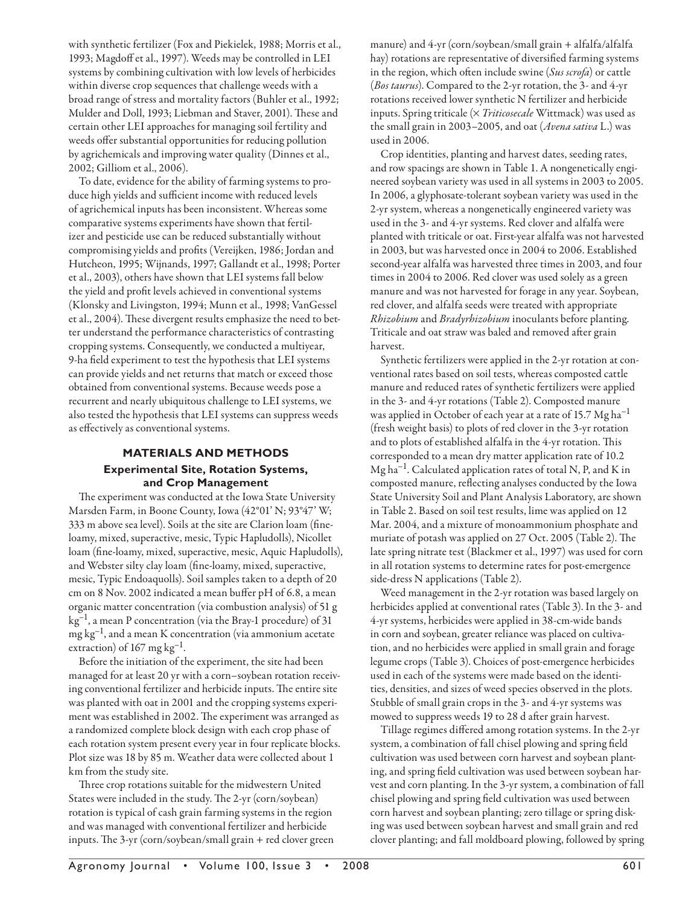with synthetic fertilizer (Fox and Piekielek, 1988; Morris et al., 1993; Magdoff et al., 1997). Weeds may be controlled in LEI systems by combining cultivation with low levels of herbicides within diverse crop sequences that challenge weeds with a broad range of stress and mortality factors (Buhler et al., 1992; Mulder and Doll, 1993; Liebman and Staver, 2001). These and certain other LEI approaches for managing soil fertility and weeds offer substantial opportunities for reducing pollution by agrichemicals and improving water quality (Dinnes et al., 2002; Gilliom et al., 2006).

To date, evidence for the ability of farming systems to produce high yields and sufficient income with reduced levels of agrichemical inputs has been inconsistent. Whereas some comparative systems experiments have shown that fertilizer and pesticide use can be reduced substantially without compromising yields and profits (Vereijken, 1986; Jordan and Hutcheon, 1995; Wijnands, 1997; Gallandt et al., 1998; Porter et al., 2003), others have shown that LEI systems fall below the yield and profit levels achieved in conventional systems (Klonsky and Livingston, 1994; Munn et al., 1998; VanGessel et al., 2004). These divergent results emphasize the need to better understand the performance characteristics of contrasting cropping systems. Consequently, we conducted a multiyear, 9-ha field experiment to test the hypothesis that LEI systems can provide yields and net returns that match or exceed those obtained from conventional systems. Because weeds pose a recurrent and nearly ubiquitous challenge to LEI systems, we also tested the hypothesis that LEI systems can suppress weeds as effectively as conventional systems.

## MATERIALS AND METHODS

### Experimental Site, Rotation Systems, and Crop Management

The experiment was conducted at the Iowa State University Marsden Farm, in Boone County, Iowa (42°01' N; 93°47' W; 333 m above sea level). Soils at the site are Clarion loam (fine-loamy, mixed, superactive, mesic, Typic Hapludolls), Nicollet loam (fine-loamy, mixed, superactive, mesic, Aquic Hapludolls), and Webster silty clay loam (fine-loamy, mixed, superactive, mesic, Typic Endoaquolls). Soil samples taken to a depth of 20 cm on 8 Nov. 2002 indicated a mean buffer pH of 6.8, a mean organic matter concentration (via combustion analysis) of 51 g kg$^{-1}$, a mean P concentration (via the Bray-1 procedure) of 31 mg kg$^{-1}$, and a mean K concentration (via ammonium acetate extraction) of 167 mg kg$^{-1}$.

Before the initiation of the experiment, the site had been managed for at least 20 yr with a corn–soybean rotation receiving conventional fertilizer and herbicide inputs. The entire site was planted with oat in 2001 and the cropping systems experiment was established in 2002. The experiment was arranged as a randomized complete block design with each crop phase of each rotation system present every year in four replicate blocks. Plot size was 18 by 85 m. Weather data were collected about 1 km from the study site.

Three crop rotations suitable for the midwestern United States were included in the study. The 2-yr (corn/soybean) rotation is typical of cash grain farming systems in the region and was managed with conventional fertilizer and herbicide inputs. The 3-yr (corn/soybean/small grain + red clover green manure) and 4-yr (corn/soybean/small grain + alfalfa/alfalfa hay) rotations are representative of diversified farming systems in the region, which often include swine (*Sus scrofa*) or cattle (*Bos taurus*). Compared to the 2-yr rotation, the 3- and 4-yr rotations received lower synthetic N fertilizer and herbicide inputs. Spring triticale (× *Triticosecale* Wittmack) was used as the small grain in 2003–2005, and oat (*Avena sativa* L.) was used in 2006.

Crop identities, planting and harvest dates, seeding rates, and row spacings are shown in Table 1. A nongenetically engineered soybean variety was used in all systems in 2003 to 2005. In 2006, a glyphosate-tolerant soybean variety was used in the 2-yr system, whereas a nongenetically engineered variety was used in the 3- and 4-yr systems. Red clover and alfalfa were planted with triticale or oat. First-year alfalfa was not harvested in 2003, but was harvested once in 2004 to 2006. Established second-year alfalfa was harvested three times in 2003, and four times in 2004 to 2006. Red clover was used solely as a green manure and was not harvested for forage in any year. Soybean, red clover, and alfalfa seeds were treated with appropriate *Rhizobium* and *Bradyrhizobium* inoculants before planting. Triticale and oat straw was baled and removed after grain harvest.

Synthetic fertilizers were applied in the 2-yr rotation at conventional rates based on soil tests, whereas composted cattle manure and reduced rates of synthetic fertilizers were applied in the 3- and 4-yr rotations (Table 2). Composted manure was applied in October of each year at a rate of 15.7 Mg ha$^{-1}$ (fresh weight basis) to plots of red clover in the 3-yr rotation and to plots of established alfalfa in the 4-yr rotation. This corresponded to a mean dry matter application rate of 10.2 Mg ha$^{-1}$. Calculated application rates of total N, P, and K in composted manure, reflecting analyses conducted by the Iowa State University Soil and Plant Analysis Laboratory, are shown in Table 2. Based on soil test results, lime was applied on 12 Mar. 2004, and a mixture of monoammonium phosphate and muriate of potash was applied on 27 Oct. 2005 (Table 2). The late spring nitrate test (Blackmer et al., 1997) was used for corn in all rotation systems to determine rates for post-emergence side-dress N applications (Table 2).

Weed management in the 2-yr rotation was based largely on herbicides applied at conventional rates (Table 3). In the 3- and 4-yr systems, herbicides were applied in 38-cm-wide bands in corn and soybean, greater reliance was placed on cultivation, and no herbicides were applied in small grain and forage legume crops (Table 3). Choices of post-emergence herbicides used in each of the systems were made based on the identities, densities, and sizes of weed species observed in the plots. Stubble of small grain crops in the 3- and 4-yr systems was mowed to suppress weeds 19 to 28 d after grain harvest.

Tillage regimes differed among rotation systems. In the 2-yr system, a combination of fall chisel plowing and spring field cultivation was used between corn harvest and soybean planting, and spring field cultivation was used between soybean harvest and corn planting. In the 3-yr system, a combination of fall chisel plowing and spring field cultivation was used between corn harvest and soybean planting; zero tillage or spring disking was used between soybean harvest and small grain and red clover planting; and fall moldboard plowing, followed by spring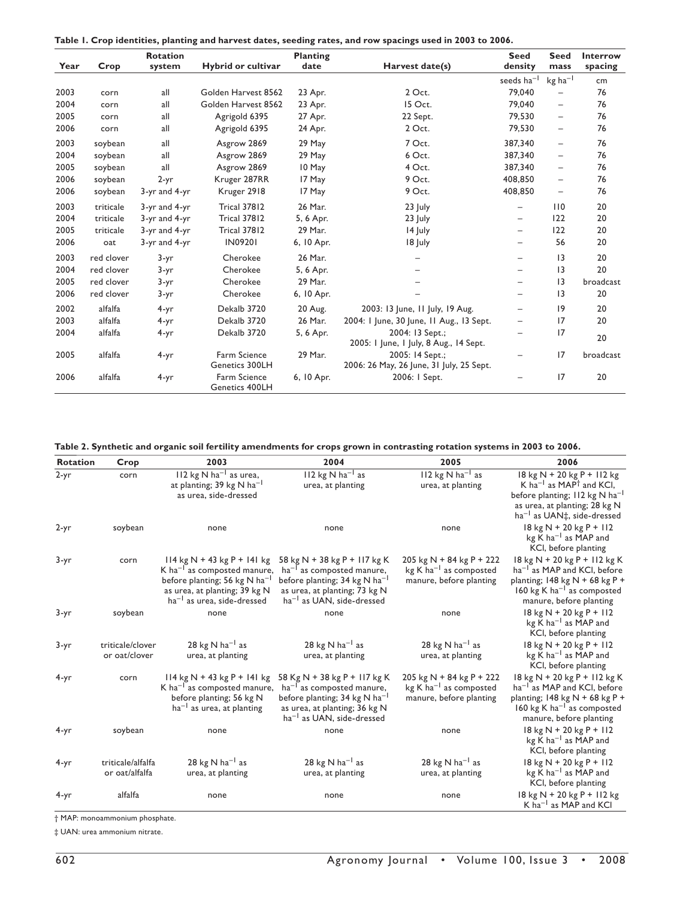**Table 1. Crop identities, planting and harvest dates, seeding rates, and row spacings used in 2003 to 2006.**

| Year | Crop | Rotation system | Hybrid or cultivar | Planting date | Harvest date(s) | Seed density | Seed mass | Interrow spacing |
|---|---|---|---|---|---|---|---|---|
| | | | | | | seeds ha$^{-1}$ | kg ha$^{-1}$ | cm |
| 2003 | corn | all | Golden Harvest 8562 | 23 Apr. | 2 Oct. | 79,040 | – | 76 |
| 2004 | corn | all | Golden Harvest 8562 | 23 Apr. | 15 Oct. | 79,040 | – | 76 |
| 2005 | corn | all | Agrigold 6395 | 27 Apr. | 22 Sept. | 79,530 | – | 76 |
| 2006 | corn | all | Agrigold 6395 | 24 Apr. | 2 Oct. | 79,530 | – | 76 |
| 2003 | soybean | all | Asgrow 2869 | 29 May | 7 Oct. | 387,340 | – | 76 |
| 2004 | soybean | all | Asgrow 2869 | 29 May | 6 Oct. | 387,340 | – | 76 |
| 2005 | soybean | all | Asgrow 2869 | 10 May | 4 Oct. | 387,340 | – | 76 |
| 2006 | soybean | 2-yr | Kruger 287RR | 17 May | 9 Oct. | 408,850 | – | 76 |
| 2006 | soybean | 3-yr and 4-yr | Kruger 2918 | 17 May | 9 Oct. | 408,850 | – | 76 |
| 2003 | triticale | 3-yr and 4-yr | Trical 37812 | 26 Mar. | 23 July | – | 110 | 20 |
| 2004 | triticale | 3-yr and 4-yr | Trical 37812 | 5, 6 Apr. | 23 July | – | 122 | 20 |
| 2005 | triticale | 3-yr and 4-yr | Trical 37812 | 29 Mar. | 14 July | – | 122 | 20 |
| 2006 | oat | 3-yr and 4-yr | IN09201 | 6, 10 Apr. | 18 July | – | 56 | 20 |
| 2003 | red clover | 3-yr | Cherokee | 26 Mar. | – | – | 13 | 20 |
| 2004 | red clover | 3-yr | Cherokee | 5, 6 Apr. | – | – | 13 | 20 |
| 2005 | red clover | 3-yr | Cherokee | 29 Mar. | – | – | 13 | broadcast |
| 2006 | red clover | 3-yr | Cherokee | 6, 10 Apr. | – | – | 13 | 20 |
| 2002 | alfalfa | 4-yr | Dekalb 3720 | 20 Aug. | 2003: 13 June, 11 July, 19 Aug. | – | 19 | 20 |
| 2003 | alfalfa | 4-yr | Dekalb 3720 | 26 Mar. | 2004: 1 June, 30 June, 11 Aug., 13 Sept. | – | 17 | 20 |
| 2004 | alfalfa | 4-yr | Dekalb 3720 | 5, 6 Apr. | 2004: 13 Sept.; 2005: 1 June, 1 July, 8 Aug., 14 Sept. | – | 17 | 20 |
| 2005 | alfalfa | 4-yr | Farm Science Genetics 300LH | 29 Mar. | 2005: 14 Sept.; 2006: 26 May, 26 June, 31 July, 25 Sept. | – | 17 | broadcast |
| 2006 | alfalfa | 4-yr | Farm Science Genetics 400LH | 6, 10 Apr. | 2006: 1 Sept. | – | 17 | 20 |

**Table 2. Synthetic and organic soil fertility amendments for crops grown in contrasting rotation systems in 2003 to 2006.**

| Rotation | Crop | 2003 | 2004 | 2005 | 2006 |
|---|---|---|---|---|---|
| 2-yr | corn | 112 kg N ha$^{-1}$ as urea, at planting; 39 kg N ha$^{-1}$ as urea, side-dressed | 112 kg N ha$^{-1}$ as urea, at planting | 112 kg N ha$^{-1}$ as urea, at planting | 18 kg N + 20 kg P + 112 kg K ha$^{-1}$ as MAP† and KCl, before planting; 112 kg N ha$^{-1}$ as urea, at planting; 28 kg N ha$^{-1}$ as UAN‡, side-dressed |
| 2-yr | soybean | none | none | none | 18 kg N + 20 kg P + 112 kg K ha$^{-1}$ as MAP and KCl, before planting |
| 3-yr | corn | 114 kg N + 43 kg P + 141 kg K ha$^{-1}$ as composted manure, before planting; 56 kg N ha$^{-1}$ as urea, at planting; 39 kg N ha$^{-1}$ as urea, side-dressed | 58 kg N + 38 kg P + 117 kg K ha$^{-1}$ as composted manure, before planting; 34 kg N ha$^{-1}$ as urea, at planting; 73 kg N ha$^{-1}$ as UAN, side-dressed | 205 kg N + 84 kg P + 222 kg K ha$^{-1}$ as composted manure, before planting | 18 kg N + 20 kg P + 112 kg K ha$^{-1}$ as MAP and KCl, before planting; 148 kg N + 68 kg P + 160 kg K ha$^{-1}$ as composted manure, before planting |
| 3-yr | soybean | none | none | none | 18 kg N + 20 kg P + 112 kg K ha$^{-1}$ as MAP and KCl, before planting |
| 3-yr | triticale/clover or oat/clover | 28 kg N ha$^{-1}$ as urea, at planting | 28 kg N ha$^{-1}$ as urea, at planting | 28 kg N ha$^{-1}$ as urea, at planting | 18 kg N + 20 kg P + 112 kg K ha$^{-1}$ as MAP and KCl, before planting |
| 4-yr | corn | 114 kg N + 43 kg P + 141 kg K ha$^{-1}$ as composted manure, before planting; 56 kg N ha$^{-1}$ as urea, at planting | 58 Kg N + 38 kg P + 117 kg K ha$^{-1}$ as composted manure, before planting; 34 kg N ha$^{-1}$ as urea, at planting; 36 kg N ha$^{-1}$ as UAN, side-dressed | 205 kg N + 84 kg P + 222 kg K ha$^{-1}$ as composted manure, before planting | 18 kg N + 20 kg P + 112 kg K ha$^{-1}$ as MAP and KCl, before planting; 148 kg N + 68 kg P + 160 kg K ha$^{-1}$ as composted manure, before planting |
| 4-yr | soybean | none | none | none | 18 kg N + 20 kg P + 112 kg K ha$^{-1}$ as MAP and KCl, before planting |
| 4-yr | triticale/alfalfa or oat/alfalfa | 28 kg N ha$^{-1}$ as urea, at planting | 28 kg N ha$^{-1}$ as urea, at planting | 28 kg N ha$^{-1}$ as urea, at planting | 18 kg N + 20 kg P + 112 kg K ha$^{-1}$ as MAP and KCl, before planting |
| 4-yr | alfalfa | none | none | none | 18 kg N + 20 kg P + 112 kg K ha$^{-1}$ as MAP and KCl |

† MAP: monoammonium phosphate.

‡ UAN: urea ammonium nitrate.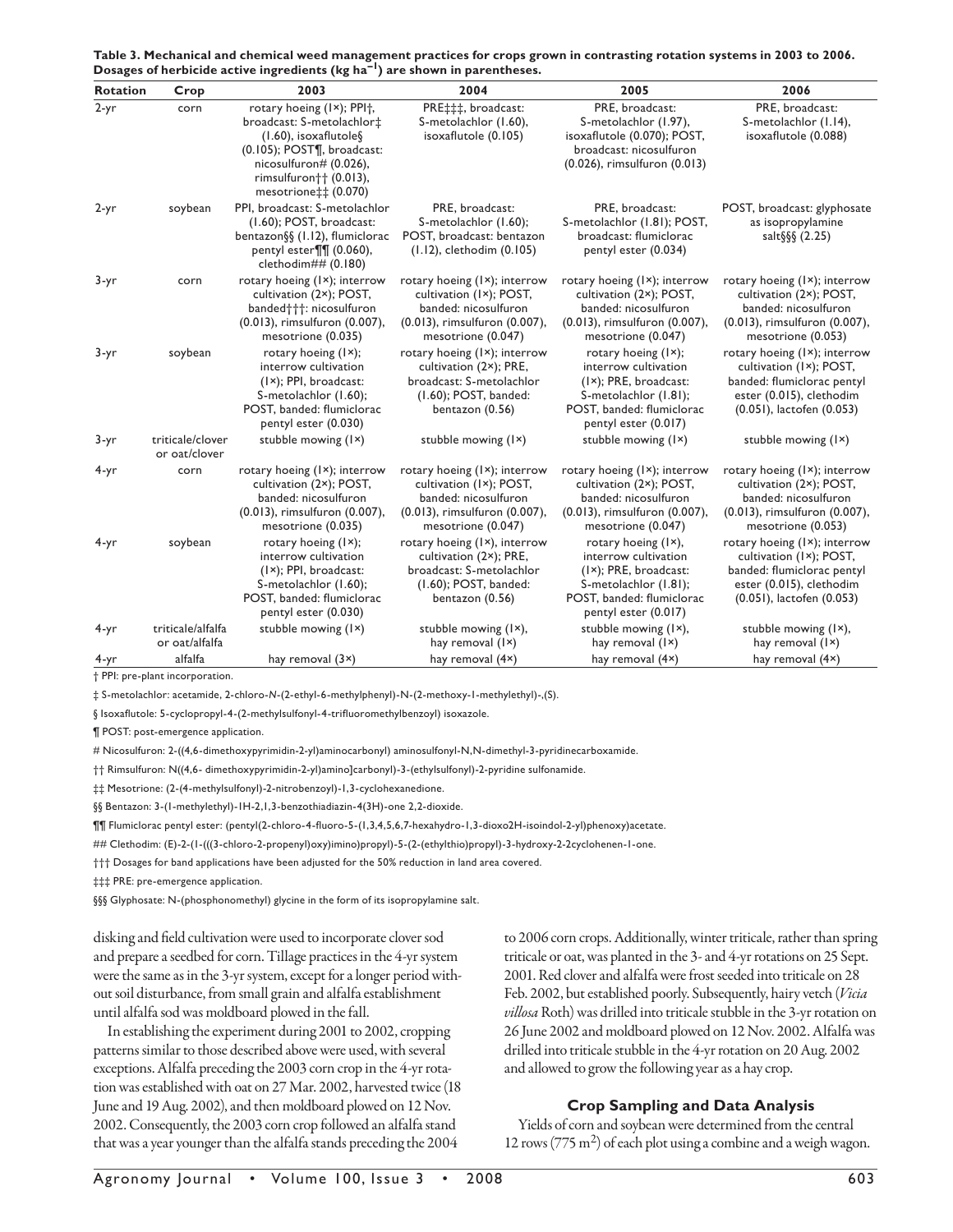**Table 3. Mechanical and chemical weed management practices for crops grown in contrasting rotation systems in 2003 to 2006. Dosages of herbicide active ingredients (kg ha$^{-1}$) are shown in parentheses.**

| Rotation | Crop | 2003 | 2004 | 2005 | 2006 |
|---|---|---|---|---|---|
| 2-yr | corn | rotary hoeing (1×); PPI†, broadcast: S-metolachlor‡ (1.60), isoxaflutole§ (0.105); POST¶, broadcast: nicosulfuron# (0.026), rimsulfuron†† (0.013), mesotrione‡‡ (0.070) | PRE‡‡‡, broadcast: S-metolachlor (1.60), isoxaflutole (0.105) | PRE, broadcast: S-metolachlor (1.97), isoxaflutole (0.070); POST, broadcast: nicosulfuron (0.026), rimsulfuron (0.013) | PRE, broadcast: S-metolachlor (1.14), isoxaflutole (0.088) |
| 2-yr | soybean | PPI, broadcast: S-metolachlor (1.60); POST, broadcast: bentazon§§ (1.12), flumiclorac pentyl ester¶¶ (0.060), clethodim## (0.180) | PRE, broadcast: S-metolachlor (1.60); POST, broadcast: bentazon (1.12), clethodim (0.105) | PRE, broadcast: S-metolachlor (1.81); POST, broadcast: flumiclorac pentyl ester (0.034) | POST, broadcast: glyphosate as isopropylamine salt§§§ (2.25) |
| 3-yr | corn | rotary hoeing (1×); interrow cultivation (2×); POST, banded†††: nicosulfuron (0.013), rimsulfuron (0.007), mesotrione (0.035) | rotary hoeing (1×); interrow cultivation (1×); POST, banded: nicosulfuron (0.013), rimsulfuron (0.007), mesotrione (0.047) | rotary hoeing (1×); interrow cultivation (2×); POST, banded: nicosulfuron (0.013), rimsulfuron (0.007), mesotrione (0.047) | rotary hoeing (1×); interrow cultivation (2×); POST, banded: nicosulfuron (0.013), rimsulfuron (0.007), mesotrione (0.053) |
| 3-yr | soybean | rotary hoeing (1×); interrow cultivation (1×); PPI, broadcast: S-metolachlor (1.60); POST, banded: flumiclorac pentyl ester (0.030) | rotary hoeing (1×); interrow cultivation (2×); PRE, broadcast: S-metolachlor (1.60); POST, banded: bentazon (0.56) | rotary hoeing (1×); interrow cultivation (1×); PRE, broadcast: S-metolachlor (1.81); POST, banded: flumiclorac pentyl ester (0.017) | rotary hoeing (1×); interrow cultivation (1×); POST, banded: flumiclorac pentyl ester (0.051), clethodim (0.015), lactofen (0.053) |
| 3-yr | triticale/clover or oat/clover | stubble mowing (1×) | stubble mowing (1×) | stubble mowing (1×) | stubble mowing (1×) |
| 4-yr | corn | rotary hoeing (1×); interrow cultivation (2×); POST, banded: nicosulfuron (0.013), rimsulfuron (0.007), mesotrione (0.035) | rotary hoeing (1×); interrow cultivation (1×); POST, banded: nicosulfuron (0.013), rimsulfuron (0.007), mesotrione (0.047) | rotary hoeing (1×); interrow cultivation (2×); POST, banded: nicosulfuron (0.013), rimsulfuron (0.007), mesotrione (0.047) | rotary hoeing (1×); interrow cultivation (2×); POST, banded: nicosulfuron (0.013), rimsulfuron (0.007), mesotrione (0.053) |
| 4-yr | soybean | rotary hoeing (1×); interrow cultivation (1×); PPI, broadcast: S-metolachlor (1.60); POST, banded: flumiclorac pentyl ester (0.030) | rotary hoeing (1×), interrow cultivation (2×); PRE, broadcast: S-metolachlor (1.60); POST, banded: bentazon (0.56) | rotary hoeing (1×), interrow cultivation (1×); PRE, broadcast: S-metolachlor (1.81); POST, banded: flumiclorac pentyl ester (0.017) | rotary hoeing (1×); interrow cultivation (1×); POST, banded: flumiclorac pentyl ester (0.051), clethodim (0.015), lactofen (0.053) |
| 4-yr | triticale/alfalfa or oat/alfalfa | stubble mowing (1×) | stubble mowing (1×), hay removal (1×) | stubble mowing (1×), hay removal (1×) | stubble mowing (1×), hay removal (1×) |
| 4-yr | alfalfa | hay removal (3×) | hay removal (4×) | hay removal (4×) | hay removal (4×) |

† PPI: pre-plant incorporation.

‡ S-metolachlor: acetamide, 2-chloro-*N*-(2-ethyl-6-methylphenyl)-N-(2-methoxy-1-methylethyl)-,(S).

§ Isoxaflutole: 5-cyclopropyl-4-(2-methylsulfonyl-4-trifluoromethylbenzoyl) isoxazole.

¶ POST: post-emergence application.

# Nicosulfuron: 2-((4,6-dimethoxypyrimidin-2-yl)aminocarbonyl) aminosulfonyl-N,N-dimethyl-3-pyridinecarboxamide.

†† Rimsulfuron: N((4,6- dimethoxypyrimidin-2-yl)amino]carbonyl)-3-(ethylsulfonyl)-2-pyridine sulfonamide.

‡‡ Mesotrione: (2-(4-methylsulfonyl)-2-nitrobenzoyl)-1,3-cyclohexanedione.

§§ Bentazon: 3-(1-methylethyl)-1H-2,1,3-benzothiadiazin-4(3H)-one 2,2-dioxide.

¶¶ Flumiclorac pentyl ester: (pentyl(2-chloro-4-fluoro-5-(1,3,4,5,6,7-hexahydro-1,3-dioxo2H-isoindol-2-yl)phenoxy)acetate.

## Clethodim: (E)-2-(1-(((3-chloro-2-propenyl)oxy)imino)propyl)-5-(2-(ethylthio)propyl)-3-hydroxy-2-2cyclohenen-1-one.

††† Dosages for band applications have been adjusted for the 50% reduction in land area covered.

‡‡‡ PRE: pre-emergence application.

§§§ Glyphosate: N-(phosphonomethyl) glycine in the form of its isopropylamine salt.

disking and field cultivation were used to incorporate clover sod and prepare a seedbed for corn. Tillage practices in the 4-yr system were the same as in the 3-yr system, except for a longer period without soil disturbance, from small grain and alfalfa establishment until alfalfa sod was moldboard plowed in the fall.

In establishing the experiment during 2001 to 2002, cropping patterns similar to those described above were used, with several exceptions. Alfalfa preceding the 2003 corn crop in the 4-yr rotation was established with oat on 27 Mar. 2002, harvested twice (18 June and 19 Aug. 2002), and then moldboard plowed on 12 Nov. 2002. Consequently, the 2003 corn crop followed an alfalfa stand that was a year younger than the alfalfa stands preceding the 2004 to 2006 corn crops. Additionally, winter triticale, rather than spring triticale or oat, was planted in the 3- and 4-yr rotations on 25 Sept. 2001. Red clover and alfalfa were frost seeded into triticale on 28 Feb. 2002, but established poorly. Subsequently, hairy vetch (*Vicia villosa* Roth) was drilled into triticale stubble in the 3-yr rotation on 26 June 2002 and moldboard plowed on 12 Nov. 2002. Alfalfa was drilled into triticale stubble in the 4-yr rotation on 20 Aug. 2002 and allowed to grow the following year as a hay crop.

### Crop Sampling and Data Analysis

Yields of corn and soybean were determined from the central 12 rows (775 m$^2$) of each plot using a combine and a weigh wagon.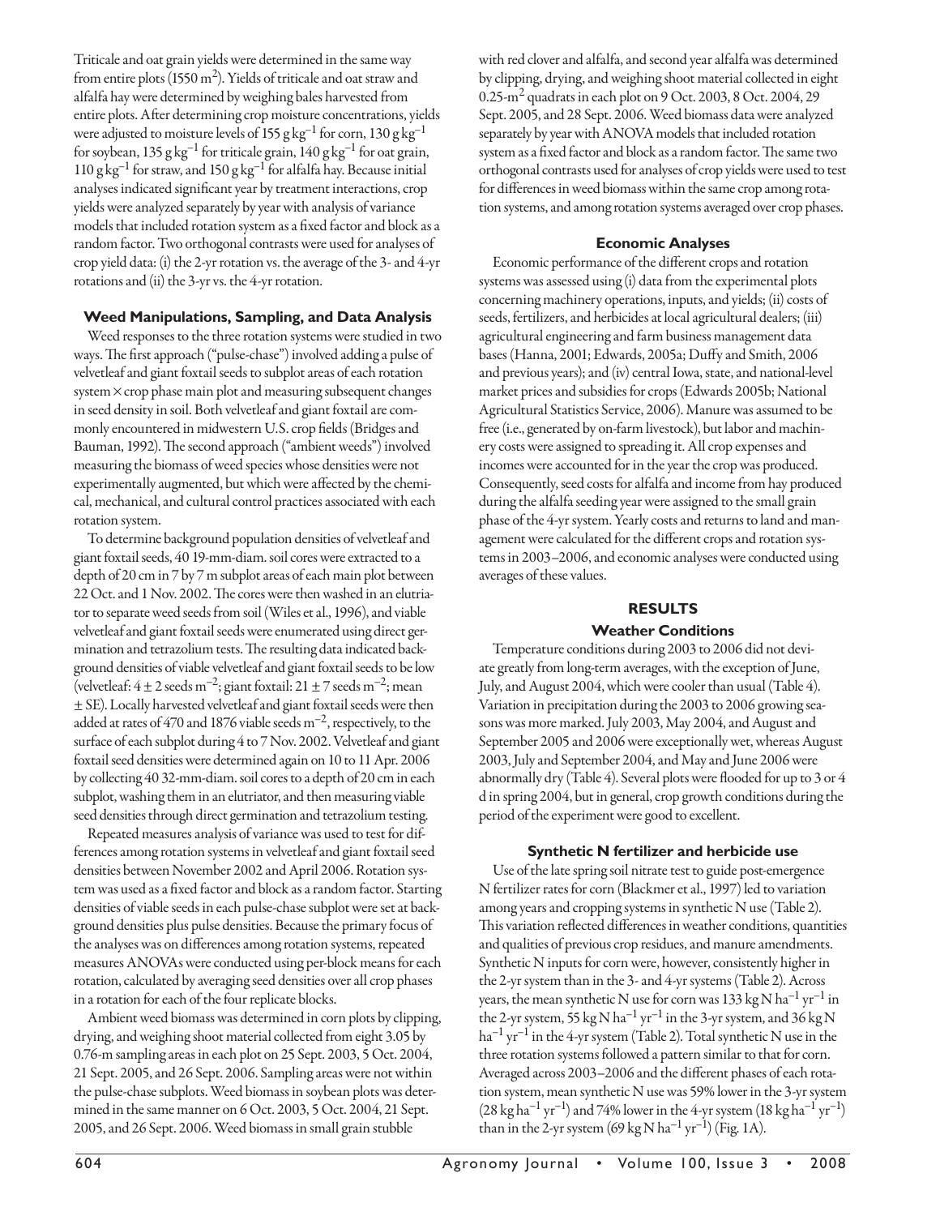Triticale and oat grain yields were determined in the same way from entire plots (1550 $m^2$). Yields of triticale and oat straw and alfalfa hay were determined by weighing bales harvested from entire plots. After determining crop moisture concentrations, yields were adjusted to moisture levels of 155 g $kg^{-1}$ for corn, 130 g $kg^{-1}$ for soybean, 135 g $kg^{-1}$ for triticale grain, 140 g $kg^{-1}$ for oat grain, 110 g $kg^{-1}$ for straw, and 150 g $kg^{-1}$ for alfalfa hay. Because initial analyses indicated significant year by treatment interactions, crop yields were analyzed separately by year with analysis of variance models that included rotation system as a fixed factor and block as a random factor. Two orthogonal contrasts were used for analyses of crop yield data: (i) the 2-yr rotation vs. the average of the 3- and 4-yr rotations and (ii) the 3-yr vs. the 4-yr rotation.

### Weed Manipulations, Sampling, and Data Analysis

Weed responses to the three rotation systems were studied in two ways. The first approach ("pulse-chase") involved adding a pulse of velvetleaf and giant foxtail seeds to subplot areas of each rotation system × crop phase main plot and measuring subsequent changes in seed density in soil. Both velvetleaf and giant foxtail are commonly encountered in midwestern U.S. crop fields (Bridges and Bauman, 1992). The second approach ("ambient weeds") involved measuring the biomass of weed species whose densities were not experimentally augmented, but which were affected by the chemical, mechanical, and cultural control practices associated with each rotation system.

To determine background population densities of velvetleaf and giant foxtail seeds, 40 19-mm-diam. soil cores were extracted to a depth of 20 cm in 7 by 7 m subplot areas of each main plot between 22 Oct. and 1 Nov. 2002. The cores were then washed in an elutriator to separate weed seeds from soil (Wiles et al., 1996), and viable velvetleaf and giant foxtail seeds were enumerated using direct germination and tetrazolium tests. The resulting data indicated background densities of viable velvetleaf and giant foxtail seeds to be low (velvetleaf: 4 ± 2 seeds $m^{-2}$; giant foxtail: 21 ± 7 seeds $m^{-2}$; mean ± SE). Locally harvested velvetleaf and giant foxtail seeds were then added at rates of 470 and 1876 viable seeds $m^{-2}$, respectively, to the surface of each subplot during 4 to 7 Nov. 2002. Velvetleaf and giant foxtail seed densities were determined again on 10 to 11 Apr. 2006 by collecting 40 32-mm-diam. soil cores to a depth of 20 cm in each subplot, washing them in an elutriator, and then measuring viable seed densities through direct germination and tetrazolium testing.

Repeated measures analysis of variance was used to test for differences among rotation systems in velvetleaf and giant foxtail seed densities between November 2002 and April 2006. Rotation system was used as a fixed factor and block as a random factor. Starting densities of viable seeds in each pulse-chase subplot were set at background densities plus pulse densities. Because the primary focus of the analyses was on differences among rotation systems, repeated measures ANOVAs were conducted using per-block means for each rotation, calculated by averaging seed densities over all crop phases in a rotation for each of the four replicate blocks.

Ambient weed biomass was determined in corn plots by clipping, drying, and weighing shoot material collected from eight 3.05 by 0.76-m sampling areas in each plot on 25 Sept. 2003, 5 Oct. 2004, 21 Sept. 2005, and 26 Sept. 2006. Sampling areas were not within the pulse-chase subplots. Weed biomass in soybean plots was determined in the same manner on 6 Oct. 2003, 5 Oct. 2004, 21 Sept. 2005, and 26 Sept. 2006. Weed biomass in small grain stubble with red clover and alfalfa, and second year alfalfa was determined by clipping, drying, and weighing shoot material collected in eight 0.25-$m^2$ quadrats in each plot on 9 Oct. 2003, 8 Oct. 2004, 29 Sept. 2005, and 28 Sept. 2006. Weed biomass data were analyzed separately by year with ANOVA models that included rotation system as a fixed factor and block as a random factor. The same two orthogonal contrasts used for analyses of crop yields were used to test for differences in weed biomass within the same crop among rotation systems, and among rotation systems averaged over crop phases.

### Economic Analyses

Economic performance of the different crops and rotation systems was assessed using (i) data from the experimental plots concerning machinery operations, inputs, and yields; (ii) costs of seeds, fertilizers, and herbicides at local agricultural dealers; (iii) agricultural engineering and farm business management data bases (Hanna, 2001; Edwards, 2005a; Duffy and Smith, 2006 and previous years); and (iv) central Iowa, state, and national-level market prices and subsidies for crops (Edwards 2005b; National Agricultural Statistics Service, 2006). Manure was assumed to be free (i.e., generated by on-farm livestock), but labor and machinery costs were assigned to spreading it. All crop expenses and incomes were accounted for in the year the crop was produced. Consequently, seed costs for alfalfa and income from hay produced during the alfalfa seeding year were assigned to the small grain phase of the 4-yr system. Yearly costs and returns to land and management were calculated for the different crops and rotation systems in 2003–2006, and economic analyses were conducted using averages of these values.

## RESULTS

### Weather Conditions

Temperature conditions during 2003 to 2006 did not deviate greatly from long-term averages, with the exception of June, July, and August 2004, which were cooler than usual (Table 4). Variation in precipitation during the 2003 to 2006 growing seasons was more marked. July 2003, May 2004, and August and September 2005 and 2006 were exceptionally wet, whereas August 2003, July and September 2004, and May and June 2006 were abnormally dry (Table 4). Several plots were flooded for up to 3 or 4 d in spring 2004, but in general, crop growth conditions during the period of the experiment were good to excellent.

### Synthetic N fertilizer and herbicide use

Use of the late spring soil nitrate test to guide post-emergence N fertilizer rates for corn (Blackmer et al., 1997) led to variation among years and cropping systems in synthetic N use (Table 2). This variation reflected differences in weather conditions, quantities and qualities of previous crop residues, and manure amendments. Synthetic N inputs for corn were, however, consistently higher in the 2-yr system than in the 3- and 4-yr systems (Table 2). Across years, the mean synthetic N use for corn was 133 kg N $ha^{-1}$ $yr^{-1}$ in the 2-yr system, 55 kg N $ha^{-1}$ $yr^{-1}$ in the 3-yr system, and 36 kg N $ha^{-1}$ $yr^{-1}$ in the 4-yr system (Table 2). Total synthetic N use in the three rotation systems followed a pattern similar to that for corn. Averaged across 2003–2006 and the different phases of each rotation system, mean synthetic N use was 59% lower in the 3-yr system (28 kg $ha^{-1}$ $yr^{-1}$) and 74% lower in the 4-yr system (18 kg $ha^{-1}$ $yr^{-1}$) than in the 2-yr system (69 kg N $ha^{-1}$ $yr^{-1}$) (Fig. 1A).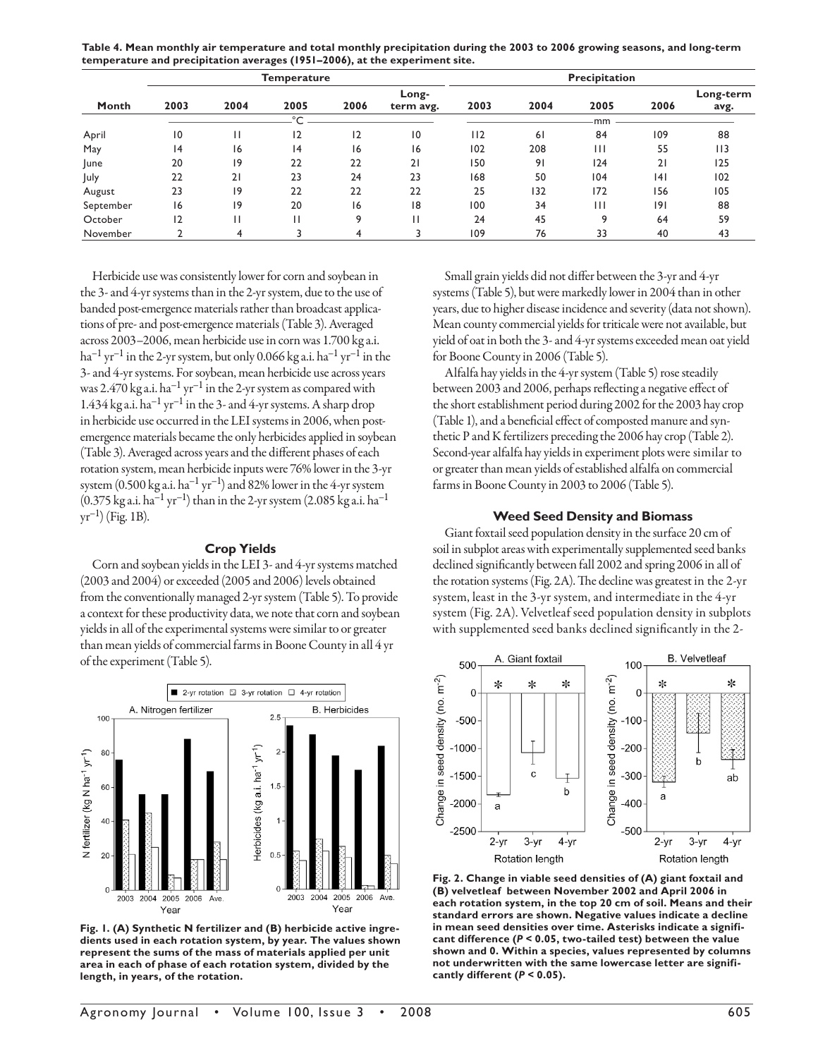**Table 4. Mean monthly air temperature and total monthly precipitation during the 2003 to 2006 growing seasons, and long-term temperature and precipitation averages (1951–2006), at the experiment site.**

| | Temperature | | | | | Precipitation | | | | |
|---|---|---|---|---|---|---|---|---|---|---|
| Month | 2003 | 2004 | 2005 | 2006 | Long-term avg. | 2003 | 2004 | 2005 | 2006 | Long-term avg. |
| | °C | | | | | mm | | | | |
| April | 10 | 11 | 12 | 12 | 10 | 112 | 61 | 84 | 109 | 88 |
| May | 14 | 16 | 14 | 16 | 16 | 102 | 208 | 111 | 55 | 113 |
| June | 20 | 19 | 22 | 22 | 21 | 150 | 91 | 124 | 21 | 125 |
| July | 22 | 21 | 23 | 24 | 23 | 168 | 50 | 104 | 141 | 102 |
| August | 23 | 19 | 22 | 22 | 22 | 25 | 132 | 172 | 156 | 105 |
| September | 16 | 19 | 20 | 16 | 18 | 100 | 34 | 111 | 191 | 88 |
| October | 12 | 11 | 11 | 9 | 11 | 24 | 45 | 9 | 64 | 59 |
| November | 2 | 4 | 3 | 4 | 3 | 109 | 76 | 33 | 40 | 43 |

Herbicide use was consistently lower for corn and soybean in the 3- and 4-yr systems than in the 2-yr system, due to the use of banded post-emergence materials rather than broadcast applications of pre- and post-emergence materials (Table 3). Averaged across 2003–2006, mean herbicide use in corn was 1.700 kg a.i. $ha^{-1}$ $yr^{-1}$ in the 2-yr system, but only 0.066 kg a.i. $ha^{-1}$ $yr^{-1}$ in the 3- and 4-yr systems. For soybean, mean herbicide use across years was 2.470 kg a.i. $ha^{-1}$ $yr^{-1}$ in the 2-yr system as compared with 1.434 kg a.i. $ha^{-1}$ $yr^{-1}$ in the 3- and 4-yr systems. A sharp drop in herbicide use occurred in the LEI systems in 2006, when post-emergence materials became the only herbicides applied in soybean (Table 3). Averaged across years and the different phases of each rotation system, mean herbicide inputs were 76% lower in the 3-yr system (0.500 kg a.i. $ha^{-1}$ $yr^{-1}$) and 82% lower in the 4-yr system (0.375 kg a.i. $ha^{-1}$ $yr^{-1}$) than in the 2-yr system (2.085 kg a.i. $ha^{-1}$ $yr^{-1}$) (Fig. 1B).

### Crop Yields

Corn and soybean yields in the LEI 3- and 4-yr systems matched (2003 and 2004) or exceeded (2005 and 2006) levels obtained from the conventionally managed 2-yr system (Table 5). To provide a context for these productivity data, we note that corn and soybean yields in all of the experimental systems were similar to or greater than mean yields of commercial farms in Boone County in all 4 yr of the experiment (Table 5).

**Fig. 1. (A) Synthetic N fertilizer and (B) herbicide active ingredients used in each rotation system, by year. The values shown represent the sums of the mass of materials applied per unit area in each of phase of each rotation system, divided by the length, in years, of the rotation.**

Small grain yields did not differ between the 3-yr and 4-yr systems (Table 5), but were markedly lower in 2004 than in other years, due to higher disease incidence and severity (data not shown). Mean county commercial yields for triticale were not available, but yield of oat in both the 3- and 4-yr systems exceeded mean oat yield for Boone County in 2006 (Table 5).

Alfalfa hay yields in the 4-yr system (Table 5) rose steadily between 2003 and 2006, perhaps reflecting a negative effect of the short establishment period during 2002 for the 2003 hay crop (Table 1), and a beneficial effect of composted manure and synthetic P and K fertilizers preceding the 2006 hay crop (Table 2). Second-year alfalfa hay yields in experiment plots were similar to or greater than mean yields of established alfalfa on commercial farms in Boone County in 2003 to 2006 (Table 5).

### Weed Seed Density and Biomass

Giant foxtail seed population density in the surface 20 cm of soil in subplot areas with experimentally supplemented seed banks declined significantly between fall 2002 and spring 2006 in all of the rotation systems (Fig. 2A). The decline was greatest in the 2-yr system, least in the 3-yr system, and intermediate in the 4-yr system (Fig. 2A). Velvetleaf seed population density in subplots with supplemented seed banks declined significantly in the 2-

**Fig. 2. Change in viable seed densities of (A) giant foxtail and (B) velvetleaf between November 2002 and April 2006 in each rotation system, in the top 20 cm of soil. Means and their standard errors are shown. Negative values indicate a decline in mean seed densities over time. Asterisks indicate a significant difference ($P < 0.05$, two-tailed test) between the value shown and 0. Within a species, values represented by columns not underwritten with the same lowercase letter are significantly different ($P < 0.05$).**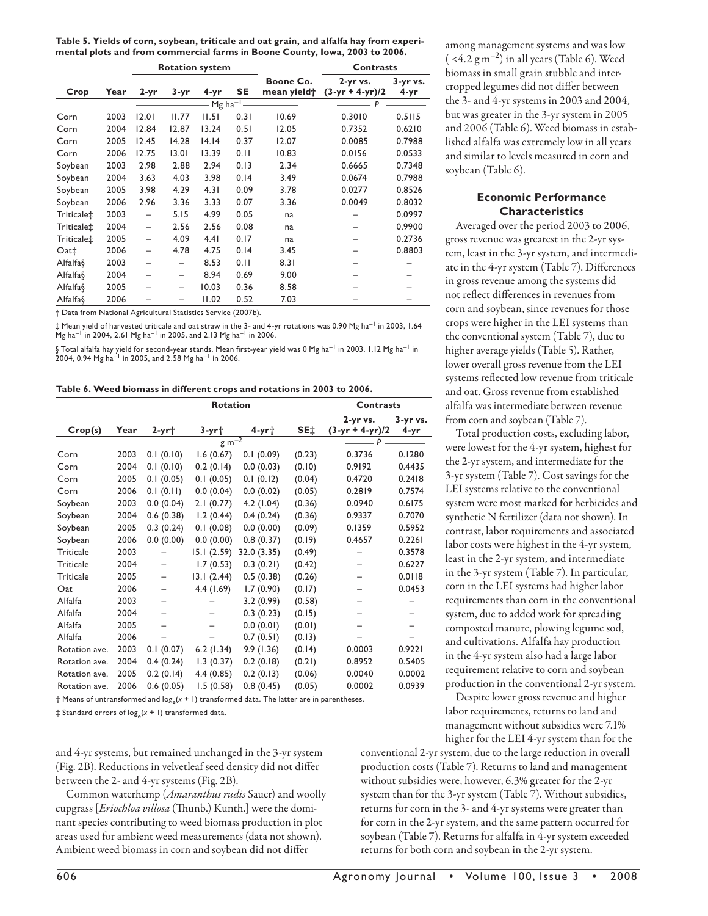**Table 5. Yields of corn, soybean, triticale and oat grain, and alfalfa hay from experimental plots and from commercial farms in Boone County, Iowa, 2003 to 2006.**

| Crop | Year | Rotation system | | | | Boone Co. mean yield† | Contrasts | |
|---|---|---|---|---|---|---|---|---|
| | | 2-yr | 3-yr | 4-yr | SE | | 2-yr vs. (3-yr + 4-yr)/2 | 3-yr vs. 4-yr |
| | | Mg ha$^{-1}$ | | | | | P | |
| Corn | 2003 | 12.01 | 11.77 | 11.51 | 0.31 | 10.69 | 0.3010 | 0.5115 |
| Corn | 2004 | 12.84 | 12.87 | 13.24 | 0.51 | 12.05 | 0.7352 | 0.6210 |
| Corn | 2005 | 12.45 | 14.28 | 14.14 | 0.37 | 12.07 | 0.0085 | 0.7988 |
| Corn | 2006 | 12.75 | 13.01 | 13.39 | 0.11 | 10.83 | 0.0156 | 0.0533 |
| Soybean | 2003 | 2.98 | 2.88 | 2.94 | 0.13 | 2.34 | 0.6665 | 0.7348 |
| Soybean | 2004 | 3.63 | 4.03 | 3.98 | 0.14 | 3.49 | 0.0674 | 0.7988 |
| Soybean | 2005 | 3.98 | 4.29 | 4.31 | 0.09 | 3.78 | 0.0277 | 0.8526 |
| Soybean | 2006 | 2.96 | 3.36 | 3.33 | 0.07 | 3.36 | 0.0049 | 0.8032 |
| Triticale‡ | 2003 | – | 5.15 | 4.99 | 0.05 | na | – | 0.0997 |
| Triticale‡ | 2004 | – | 2.56 | 2.56 | 0.08 | na | – | 0.9900 |
| Triticale‡ | 2005 | – | 4.09 | 4.41 | 0.17 | na | – | 0.2736 |
| Oat‡ | 2006 | – | 4.78 | 4.75 | 0.14 | 3.45 | – | 0.8803 |
| Alfalfa§ | 2003 | – | – | 8.53 | 0.11 | 8.31 | – | – |
| Alfalfa§ | 2004 | – | – | 8.94 | 0.69 | 9.00 | – | – |
| Alfalfa§ | 2005 | – | – | 10.03 | 0.36 | 8.58 | – | – |
| Alfalfa§ | 2006 | – | – | 11.02 | 0.52 | 7.03 | – | – |

† Data from National Agricultural Statistics Service (2007b).

‡ Mean yield of harvested triticale and oat straw in the 3- and 4-yr rotations was 0.90 Mg ha$^{-1}$ in 2003, 1.64 Mg ha$^{-1}$ in 2004, 2.61 Mg ha$^{-1}$ in 2005, and 2.13 Mg ha$^{-1}$ in 2006.

§ Total alfalfa hay yield for second-year stands. Mean first-year yield was 0 Mg ha$^{-1}$ in 2003, 1.12 Mg ha$^{-1}$ in 2004, 0.94 Mg ha$^{-1}$ in 2005, and 2.58 Mg ha$^{-1}$ in 2006.

**Table 6. Weed biomass in different crops and rotations in 2003 to 2006.**

| Crop(s) | Year | Rotation | | | | Contrasts | |
|---|---|---|---|---|---|---|---|
| | | 2-yr† | 3-yr† | 4-yr† | SE‡ | 2-yr vs. (3-yr + 4-yr)/2 | 3-yr vs. 4-yr |
| | | g m$^{-2}$ | | | | P | |
| Corn | 2003 | 0.1 (0.10) | 1.6 (0.67) | 0.1 (0.09) | (0.23) | 0.3736 | 0.1280 |
| Corn | 2004 | 0.1 (0.10) | 0.2 (0.14) | 0.0 (0.03) | (0.10) | 0.9192 | 0.4435 |
| Corn | 2005 | 0.1 (0.05) | 0.1 (0.05) | 0.1 (0.12) | (0.04) | 0.4720 | 0.2418 |
| Corn | 2006 | 0.1 (0.11) | 0.0 (0.04) | 0.0 (0.02) | (0.05) | 0.2819 | 0.7574 |
| Soybean | 2003 | 0.0 (0.04) | 2.1 (0.77) | 4.2 (1.04) | (0.36) | 0.0940 | 0.6175 |
| Soybean | 2004 | 0.6 (0.38) | 1.2 (0.44) | 0.4 (0.24) | (0.36) | 0.9337 | 0.7070 |
| Soybean | 2005 | 0.3 (0.24) | 0.1 (0.08) | 0.0 (0.00) | (0.09) | 0.1359 | 0.5952 |
| Soybean | 2006 | 0.0 (0.00) | 0.0 (0.00) | 0.8 (0.37) | (0.19) | 0.4657 | 0.2261 |
| Triticale | 2003 | – | 15.1 (2.59) | 32.0 (3.35) | (0.49) | – | 0.3578 |
| Triticale | 2004 | – | 1.7 (0.53) | 0.3 (0.21) | (0.42) | – | 0.6227 |
| Triticale | 2005 | – | 13.1 (2.44) | 0.5 (0.38) | (0.26) | – | 0.0118 |
| Oat | 2006 | – | 4.4 (1.69) | 1.7 (0.90) | (0.17) | – | 0.0453 |
| Alfalfa | 2003 | – | – | 3.2 (0.99) | (0.58) | – | – |
| Alfalfa | 2004 | – | – | 0.3 (0.23) | (0.15) | – | – |
| Alfalfa | 2005 | – | – | 0.0 (0.01) | (0.01) | – | – |
| Alfalfa | 2006 | – | – | 0.7 (0.51) | (0.13) | – | – |
| Rotation ave. | 2003 | 0.1 (0.07) | 6.2 (1.34) | 9.9 (1.36) | (0.14) | 0.0003 | 0.9221 |
| Rotation ave. | 2004 | 0.4 (0.24) | 1.3 (0.37) | 0.2 (0.18) | (0.21) | 0.8952 | 0.5405 |
| Rotation ave. | 2005 | 0.2 (0.14) | 4.4 (0.85) | 0.2 (0.13) | (0.06) | 0.0040 | 0.0002 |
| Rotation ave. | 2006 | 0.6 (0.05) | 1.5 (0.58) | 0.8 (0.45) | (0.05) | 0.0002 | 0.0939 |

† Means of untransformed and $\log_e(x + 1)$ transformed data. The latter are in parentheses.

‡ Standard errors of $\log_e(x + 1)$ transformed data.

and 4-yr systems, but remained unchanged in the 3-yr system (Fig. 2B). Reductions in velvetleaf seed density did not differ between the 2- and 4-yr systems (Fig. 2B).

Common waterhemp (*Amaranthus rudis* Sauer) and woolly cupgrass [*Eriochloa villosa* (Thunb.) Kunth.] were the dominant species contributing to weed biomass production in plot areas used for ambient weed measurements (data not shown). Ambient weed biomass in corn and soybean did not differ among management systems and was low ( <4.2 g m$^{-2}$) in all years (Table 6). Weed biomass in small grain stubble and intercropped legumes did not differ between the 3- and 4-yr systems in 2003 and 2004, but was greater in the 3-yr system in 2005 and 2006 (Table 6). Weed biomass in established alfalfa was extremely low in all years and similar to levels measured in corn and soybean (Table 6).

## Economic Performance Characteristics

Averaged over the period 2003 to 2006, gross revenue was greatest in the 2-yr system, least in the 3-yr system, and intermediate in the 4-yr system (Table 7). Differences in gross revenue among the systems did not reflect differences in revenues from corn and soybean, since revenues for those crops were higher in the LEI systems than the conventional system (Table 7), due to higher average yields (Table 5). Rather, lower overall gross revenue from the LEI systems reflected low revenue from triticale and oat. Gross revenue from established alfalfa was intermediate between revenue from corn and soybean (Table 7).

Total production costs, excluding labor, were lowest for the 4-yr system, highest for the 2-yr system, and intermediate for the 3-yr system (Table 7). Cost savings for the LEI systems relative to the conventional system were most marked for herbicides and synthetic N fertilizer (data not shown). In contrast, labor requirements and associated labor costs were highest in the 4-yr system, least in the 2-yr system, and intermediate in the 3-yr system (Table 7). In particular, corn in the LEI systems had higher labor requirements than corn in the conventional system, due to added work for spreading composted manure, plowing legume sod, and cultivations. Alfalfa hay production in the 4-yr system also had a large labor requirement relative to corn and soybean production in the conventional 2-yr system.

Despite lower gross revenue and higher labor requirements, returns to land and management without subsidies were 7.1% higher for the LEI 4-yr system than for the conventional 2-yr system, due to the large reduction in overall production costs (Table 7). Returns to land and management without subsidies were, however, 6.3% greater for the 2-yr system than for the 3-yr system (Table 7). Without subsidies, returns for corn in the 3- and 4-yr systems were greater than for corn in the 2-yr system, and the same pattern occurred for soybean (Table 7). Returns for alfalfa in 4-yr system exceeded returns for both corn and soybean in the 2-yr system.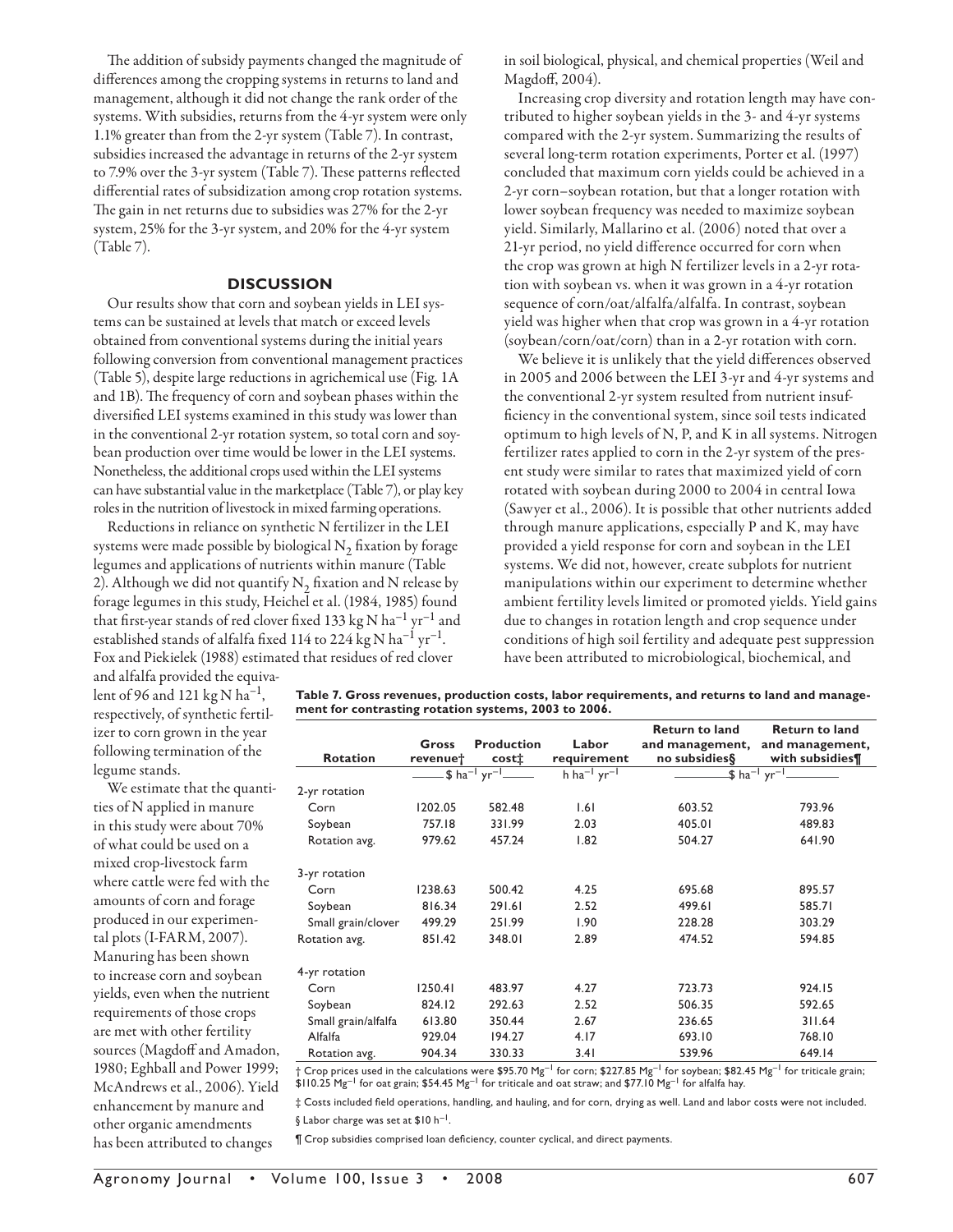The addition of subsidy payments changed the magnitude of differences among the cropping systems in returns to land and management, although it did not change the rank order of the systems. With subsidies, returns from the 4-yr system were only 1.1% greater than from the 2-yr system (Table 7). In contrast, subsidies increased the advantage in returns of the 2-yr system to 7.9% over the 3-yr system (Table 7). These patterns reflected differential rates of subsidization among crop rotation systems. The gain in net returns due to subsidies was 27% for the 2-yr system, 25% for the 3-yr system, and 20% for the 4-yr system (Table 7).

## DISCUSSION

Our results show that corn and soybean yields in LEI systems can be sustained at levels that match or exceed levels obtained from conventional systems during the initial years following conversion from conventional management practices (Table 5), despite large reductions in agrichemical use (Fig. 1A and 1B). The frequency of corn and soybean phases within the diversified LEI systems examined in this study was lower than in the conventional 2-yr rotation system, so total corn and soybean production over time would be lower in the LEI systems. Nonetheless, the additional crops used within the LEI systems can have substantial value in the marketplace (Table 7), or play key roles in the nutrition of livestock in mixed farming operations.

Reductions in reliance on synthetic N fertilizer in the LEI systems were made possible by biological $N_2$ fixation by forage legumes and applications of nutrients within manure (Table 2). Although we did not quantify $N_2$ fixation and N release by forage legumes in this study, Heichel et al. (1984, 1985) found that first-year stands of red clover fixed 133 kg N ha$^{-1}$ yr$^{-1}$ and established stands of alfalfa fixed 114 to 224 kg N ha$^{-1}$ yr$^{-1}$. Fox and Piekielek (1988) estimated that residues of red clover and alfalfa provided the equivalent of 96 and 121 kg N ha$^{-1}$, respectively, of synthetic fertilizer to corn grown in the year following termination of the legume stands.

We estimate that the quantities of N applied in manure in this study were about 70% of what could be used on a mixed crop-livestock farm where cattle were fed with the amounts of corn and forage produced in our experimental plots (I-FARM, 2007). Manuring has been shown to increase corn and soybean yields, even when the nutrient requirements of those crops are met with other fertility sources (Magdoff and Amadon, 1980; Eghball and Power 1999; McAndrews et al., 2006). Yield enhancement by manure and other organic amendments has been attributed to changes in soil biological, physical, and chemical properties (Weil and Magdoff, 2004).

Increasing crop diversity and rotation length may have contributed to higher soybean yields in the 3- and 4-yr systems compared with the 2-yr system. Summarizing the results of several long-term rotation experiments, Porter et al. (1997) concluded that maximum corn yields could be achieved in a 2-yr corn–soybean rotation, but that a longer rotation with lower soybean frequency was needed to maximize soybean yield. Similarly, Mallarino et al. (2006) noted that over a 21-yr period, no yield difference occurred for corn when the crop was grown at high N fertilizer levels in a 2-yr rotation with soybean vs. when it was grown in a 4-yr rotation sequence of corn/oat/alfalfa/alfalfa. In contrast, soybean yield was higher when that crop was grown in a 4-yr rotation (soybean/corn/oat/corn) than in a 2-yr rotation with corn.

We believe it is unlikely that the yield differences observed in 2005 and 2006 between the LEI 3-yr and 4-yr systems and the conventional 2-yr system resulted from nutrient insufficiency in the conventional system, since soil tests indicated optimum to high levels of N, P, and K in all systems. Nitrogen fertilizer rates applied to corn in the 2-yr system of the present study were similar to rates that maximized yield of corn rotated with soybean during 2000 to 2004 in central Iowa (Sawyer et al., 2006). It is possible that other nutrients added through manure applications, especially P and K, may have provided a yield response for corn and soybean in the LEI systems. We did not, however, create subplots for nutrient manipulations within our experiment to determine whether ambient fertility levels limited or promoted yields. Yield gains due to changes in rotation length and crop sequence under conditions of high soil fertility and adequate pest suppression have been attributed to microbiological, biochemical, and

**Table 7. Gross revenues, production costs, labor requirements, and returns to land and management for contrasting rotation systems, 2003 to 2006.**

| Rotation | Gross revenue† | Production cost‡ | Labor requirement | Return to land and management, no subsidies§ | Return to land and management, with subsidies¶ |
|---|---|---|---|---|---|
| | \$ ha$^{-1}$ yr$^{-1}$ | | h ha$^{-1}$ yr$^{-1}$ | \$ ha$^{-1}$ yr$^{-1}$ | |
| 2-yr rotation | | | | | |
| Corn | 1202.05 | 582.48 | 1.61 | 603.52 | 793.96 |
| Soybean | 757.18 | 331.99 | 2.03 | 405.01 | 489.83 |
| Rotation avg. | 979.62 | 457.24 | 1.82 | 504.27 | 641.90 |
| 3-yr rotation | | | | | |
| Corn | 1238.63 | 500.42 | 4.25 | 695.68 | 895.57 |
| Soybean | 816.34 | 291.61 | 2.52 | 499.61 | 585.71 |
| Small grain/clover | 499.29 | 251.99 | 1.90 | 228.28 | 303.29 |
| Rotation avg. | 851.42 | 348.01 | 2.89 | 474.52 | 594.85 |
| 4-yr rotation | | | | | |
| Corn | 1250.41 | 483.97 | 4.27 | 723.73 | 924.15 |
| Soybean | 824.12 | 292.63 | 2.52 | 506.35 | 592.65 |
| Small grain/alfalfa | 613.80 | 350.44 | 2.67 | 236.65 | 311.64 |
| Alfalfa | 929.04 | 194.27 | 4.17 | 693.10 | 768.10 |
| Rotation avg. | 904.34 | 330.33 | 3.41 | 539.96 | 649.14 |

† Crop prices used in the calculations were \$95.70 Mg$^{-1}$ for corn; \$227.85 Mg$^{-1}$ for soybean; \$82.45 Mg$^{-1}$ for triticale grain; \$110.25 Mg$^{-1}$ for oat grain; \$54.45 Mg$^{-1}$ for triticale and oat straw; and \$77.10 Mg$^{-1}$ for alfalfa hay.

‡ Costs included field operations, handling, and hauling, and for corn, drying as well. Land and labor costs were not included.

§ Labor charge was set at \$10 h$^{-1}$.

¶ Crop subsidies comprised loan deficiency, counter cyclical, and direct payments.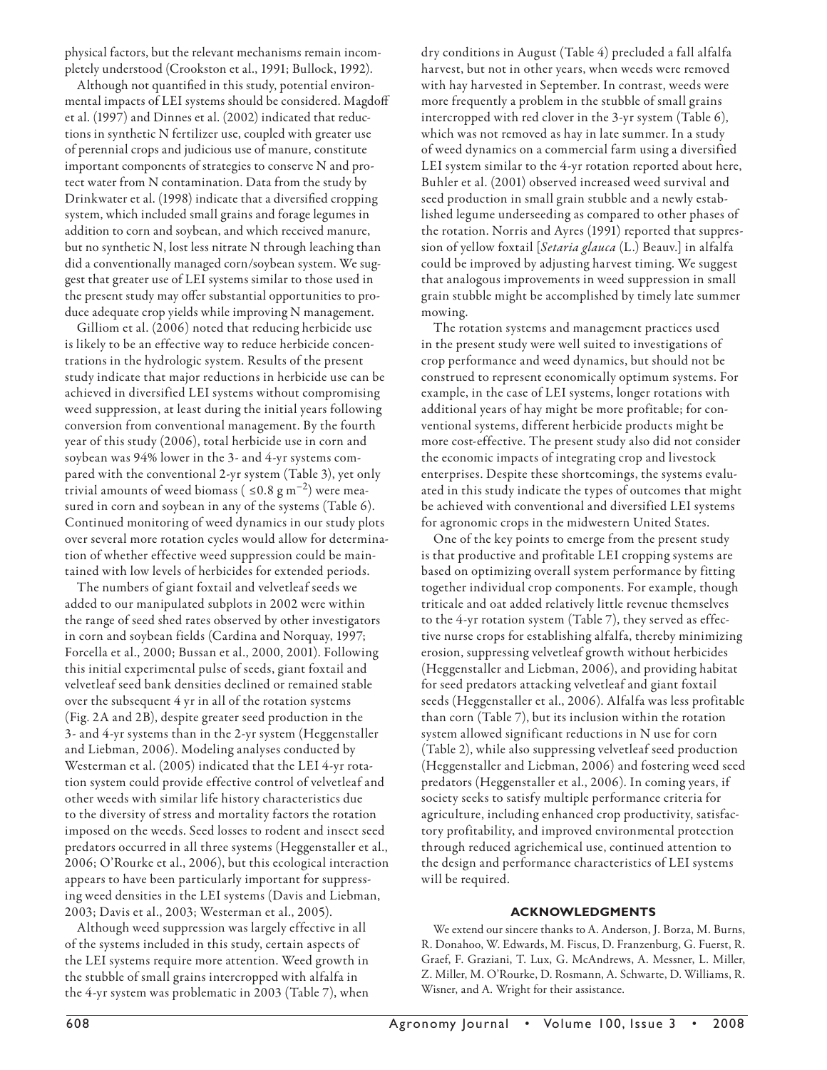physical factors, but the relevant mechanisms remain incompletely understood (Crookston et al., 1991; Bullock, 1992).

Although not quantified in this study, potential environmental impacts of LEI systems should be considered. Magdoff et al. (1997) and Dinnes et al. (2002) indicated that reductions in synthetic N fertilizer use, coupled with greater use of perennial crops and judicious use of manure, constitute important components of strategies to conserve N and protect water from N contamination. Data from the study by Drinkwater et al. (1998) indicate that a diversified cropping system, which included small grains and forage legumes in addition to corn and soybean, and which received manure, but no synthetic N, lost less nitrate N through leaching than did a conventionally managed corn/soybean system. We suggest that greater use of LEI systems similar to those used in the present study may offer substantial opportunities to produce adequate crop yields while improving N management.

Gilliom et al. (2006) noted that reducing herbicide use is likely to be an effective way to reduce herbicide concentrations in the hydrologic system. Results of the present study indicate that major reductions in herbicide use can be achieved in diversified LEI systems without compromising weed suppression, at least during the initial years following conversion from conventional management. By the fourth year of this study (2006), total herbicide use in corn and soybean was 94% lower in the 3- and 4-yr systems compared with the conventional 2-yr system (Table 3), yet only trivial amounts of weed biomass ( $\leq 0.8$ g m$^{-2}$) were measured in corn and soybean in any of the systems (Table 6). Continued monitoring of weed dynamics in our study plots over several more rotation cycles would allow for determination of whether effective weed suppression could be maintained with low levels of herbicides for extended periods.

The numbers of giant foxtail and velvetleaf seeds we added to our manipulated subplots in 2002 were within the range of seed shed rates observed by other investigators in corn and soybean fields (Cardina and Norquay, 1997; Forcella et al., 2000; Bussan et al., 2000, 2001). Following this initial experimental pulse of seeds, giant foxtail and velvetleaf seed bank densities declined or remained stable over the subsequent 4 yr in all of the rotation systems (Fig. 2A and 2B), despite greater seed production in the 3- and 4-yr systems than in the 2-yr system (Heggenstaller and Liebman, 2006). Modeling analyses conducted by Westerman et al. (2005) indicated that the LEI 4-yr rotation system could provide effective control of velvetleaf and other weeds with similar life history characteristics due to the diversity of stress and mortality factors the rotation imposed on the weeds. Seed losses to rodent and insect seed predators occurred in all three systems (Heggenstaller et al., 2006; O'Rourke et al., 2006), but this ecological interaction appears to have been particularly important for suppressing weed densities in the LEI systems (Davis and Liebman, 2003; Davis et al., 2003; Westerman et al., 2005).

Although weed suppression was largely effective in all of the systems included in this study, certain aspects of the LEI systems require more attention. Weed growth in the stubble of small grains intercropped with alfalfa in the 4-yr system was problematic in 2003 (Table 7), when dry conditions in August (Table 4) precluded a fall alfalfa harvest, but not in other years, when weeds were removed with hay harvested in September. In contrast, weeds were more frequently a problem in the stubble of small grains intercropped with red clover in the 3-yr system (Table 6), which was not removed as hay in late summer. In a study of weed dynamics on a commercial farm using a diversified LEI system similar to the 4-yr rotation reported about here, Buhler et al. (2001) observed increased weed survival and seed production in small grain stubble and a newly established legume underseeding as compared to other phases of the rotation. Norris and Ayres (1991) reported that suppression of yellow foxtail [*Setaria glauca* (L.) Beauv.] in alfalfa could be improved by adjusting harvest timing. We suggest that analogous improvements in weed suppression in small grain stubble might be accomplished by timely late summer mowing.

The rotation systems and management practices used in the present study were well suited to investigations of crop performance and weed dynamics, but should not be construed to represent economically optimum systems. For example, in the case of LEI systems, longer rotations with additional years of hay might be more profitable; for conventional systems, different herbicide products might be more cost-effective. The present study also did not consider the economic impacts of integrating crop and livestock enterprises. Despite these shortcomings, the systems evaluated in this study indicate the types of outcomes that might be achieved with conventional and diversified LEI systems for agronomic crops in the midwestern United States.

One of the key points to emerge from the present study is that productive and profitable LEI cropping systems are based on optimizing overall system performance by fitting together individual crop components. For example, though triticale and oat added relatively little revenue themselves to the 4-yr rotation system (Table 7), they served as effective nurse crops for establishing alfalfa, thereby minimizing erosion, suppressing velvetleaf growth without herbicides (Heggenstaller and Liebman, 2006), and providing habitat for seed predators attacking velvetleaf and giant foxtail seeds (Heggenstaller et al., 2006). Alfalfa was less profitable than corn (Table 7), but its inclusion within the rotation system allowed significant reductions in N use for corn (Table 2), while also suppressing velvetleaf seed production (Heggenstaller and Liebman, 2006) and fostering weed seed predators (Heggenstaller et al., 2006). In coming years, if society seeks to satisfy multiple performance criteria for agriculture, including enhanced crop productivity, satisfactory profitability, and improved environmental protection through reduced agrichemical use, continued attention to the design and performance characteristics of LEI systems will be required.

## ACKNOWLEDGMENTS

We extend our sincere thanks to A. Anderson, J. Borza, M. Burns, R. Donahoo, W. Edwards, M. Fiscus, D. Franzenburg, G. Fuerst, R. Graef, F. Graziani, T. Lux, G. McAndrews, A. Messner, L. Miller, Z. Miller, M. O'Rourke, D. Rosmann, A. Schwarte, D. Williams, R. Wisner, and A. Wright for their assistance.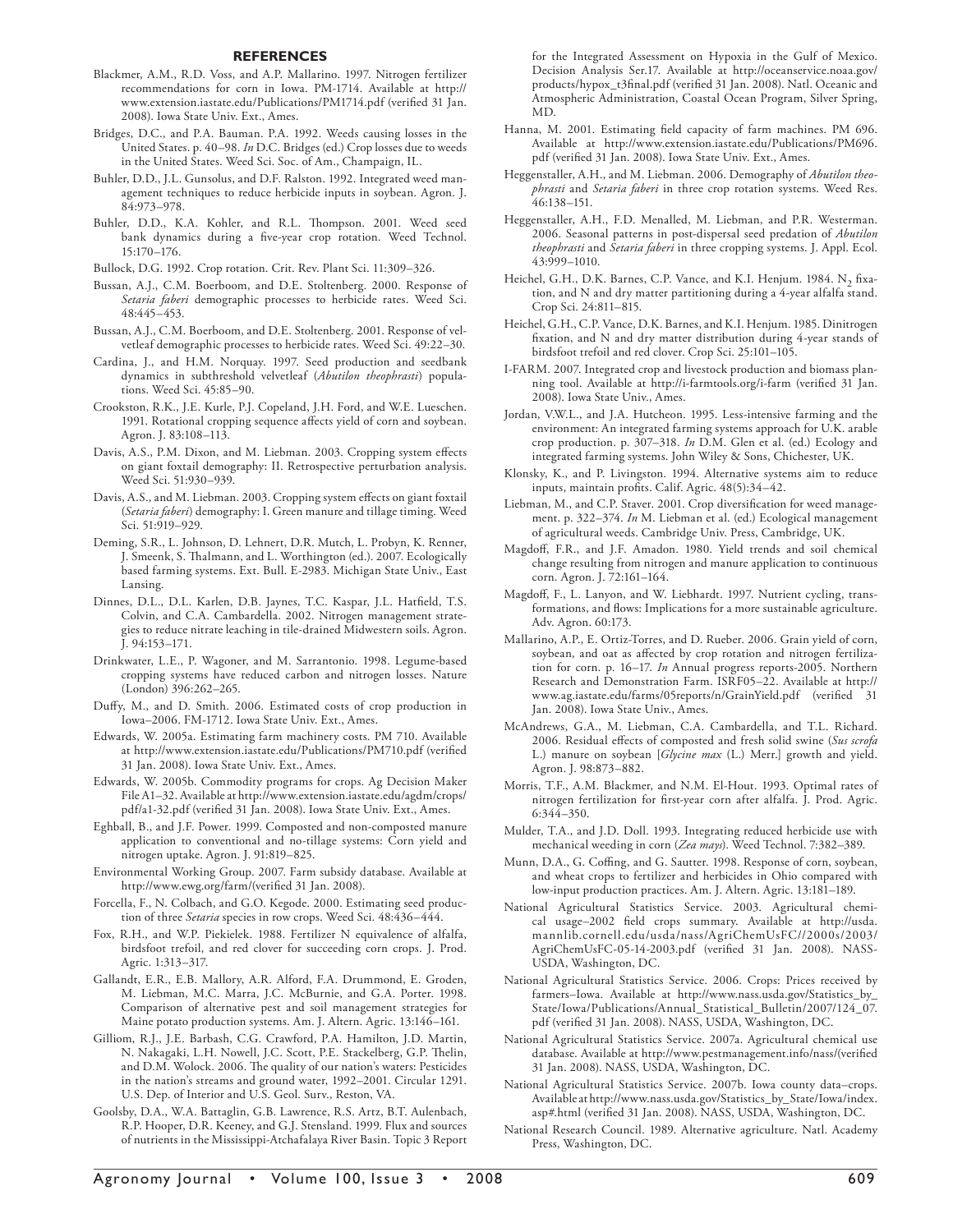## REFERENCES

Blackmer, A.M., R.D. Voss, and A.P. Mallarino. 1997. Nitrogen fertilizer recommendations for corn in Iowa. PM-1714. Available at http://www.extension.iastate.edu/Publications/PM1714.pdf (verified 31 Jan. 2008). Iowa State Univ. Ext., Ames.

Bridges, D.C., and P.A. Bauman. P.A. 1992. Weeds causing losses in the United States. p. 40–98. *In* D.C. Bridges (ed.) Crop losses due to weeds in the United States. Weed Sci. Soc. of Am., Champaign, IL.

Buhler, D.D., J.L. Gunsolus, and D.F. Ralston. 1992. Integrated weed management techniques to reduce herbicide inputs in soybean. Agron. J. 84:973–978.

Buhler, D.D., K.A. Kohler, and R.L. Thompson. 2001. Weed seed bank dynamics during a five-year crop rotation. Weed Technol. 15:170–176.

Bullock, D.G. 1992. Crop rotation. Crit. Rev. Plant Sci. 11:309–326.

Bussan, A.J., C.M. Boerboom, and D.E. Stoltenberg. 2000. Response of *Setaria faberi* demographic processes to herbicide rates. Weed Sci. 48:445–453.

Bussan, A.J., C.M. Boerboom, and D.E. Stoltenberg. 2001. Response of velvetleaf demographic processes to herbicide rates. Weed Sci. 49:22–30.

Cardina, J., and H.M. Norquay. 1997. Seed production and seedbank dynamics in subthreshold velvetleaf (*Abutilon theophrasti*) populations. Weed Sci. 45:85–90.

Crookston, R.K., J.E. Kurle, P.J. Copeland, J.H. Ford, and W.E. Lueschen. 1991. Rotational cropping sequence affects yield of corn and soybean. Agron. J. 83:108–113.

Davis, A.S., P.M. Dixon, and M. Liebman. 2003. Cropping system effects on giant foxtail demography: II. Retrospective perturbation analysis. Weed Sci. 51:930–939.

Davis, A.S., and M. Liebman. 2003. Cropping system effects on giant foxtail (*Setaria faberi*) demography: I. Green manure and tillage timing. Weed Sci. 51:919–929.

Deming, S.R., L. Johnson, D. Lehnert, D.R. Mutch, L. Probyn, K. Renner, J. Smeenk, S. Thalmann, and L. Worthington (ed.). 2007. Ecologically based farming systems. Ext. Bull. E-2983. Michigan State Univ., East Lansing.

Dinnes, D.L., D.L. Karlen, D.B. Jaynes, T.C. Kaspar, J.L. Hatfield, T.S. Colvin, and C.A. Cambardella. 2002. Nitrogen management strategies to reduce nitrate leaching in tile-drained Midwestern soils. Agron. J. 94:153–171.

Drinkwater, L.E., P. Wagoner, and M. Sarrantonio. 1998. Legume-based cropping systems have reduced carbon and nitrogen losses. Nature (London) 396:262–265.

Duffy, M., and D. Smith. 2006. Estimated costs of crop production in Iowa–2006. FM-1712. Iowa State Univ. Ext., Ames.

Edwards, W. 2005a. Estimating farm machinery costs. PM 710. Available at http://www.extension.iastate.edu/Publications/PM710.pdf (verified 31 Jan. 2008). Iowa State Univ. Ext., Ames.

Edwards, W. 2005b. Commodity programs for crops. Ag Decision Maker File A1–32. Available at http://www.extension.iastate.edu/agdm/crops/pdf/a1-32.pdf (verified 31 Jan. 2008). Iowa State Univ. Ext., Ames.

Eghball, B., and J.F. Power. 1999. Composted and non-composted manure application to conventional and no-tillage systems: Corn yield and nitrogen uptake. Agron. J. 91:819–825.

Environmental Working Group. 2007. Farm subsidy database. Available at http://www.ewg.org/farm/(verified 31 Jan. 2008).

Forcella, F., N. Colbach, and G.O. Kegode. 2000. Estimating seed production of three *Setaria* species in row crops. Weed Sci. 48:436–444.

Fox, R.H., and W.P. Piekielek. 1988. Fertilizer N equivalence of alfalfa, birdsfoot trefoil, and red clover for succeeding corn crops. J. Prod. Agric. 1:313–317.

Gallandt, E.R., E.B. Mallory, A.R. Alford, F.A. Drummond, E. Groden, M. Liebman, M.C. Marra, J.C. McBurnie, and G.A. Porter. 1998. Comparison of alternative pest and soil management strategies for Maine potato production systems. Am. J. Altern. Agric. 13:146–161.

Gilliom, R.J., J.E. Barbash, C.G. Crawford, P.A. Hamilton, J.D. Martin, N. Nakagaki, L.H. Nowell, J.C. Scott, P.E. Stackelberg, G.P. Thelin, and D.M. Wolock. 2006. The quality of our nation's waters: Pesticides in the nation's streams and ground water, 1992–2001. Circular 1291. U.S. Dep. of Interior and U.S. Geol. Surv., Reston, VA.

Goolsby, D.A., W.A. Battaglin, G.B. Lawrence, R.S. Artz, B.T. Aulenbach, R.P. Hooper, D.R. Keeney, and G.J. Stensland. 1999. Flux and sources of nutrients in the Mississippi-Atchafalaya River Basin. Topic 3 Report for the Integrated Assessment on Hypoxia in the Gulf of Mexico. Decision Analysis Ser.17. Available at http://oceanservice.noaa.gov/products/hypox_t3final.pdf (verified 31 Jan. 2008). Natl. Oceanic and Atmospheric Administration, Coastal Ocean Program, Silver Spring, MD.

Hanna, M. 2001. Estimating field capacity of farm machines. PM 696. Available at http://www.extension.iastate.edu/Publications/PM696.pdf (verified 31 Jan. 2008). Iowa State Univ. Ext., Ames.

Heggenstaller, A.H., and M. Liebman. 2006. Demography of *Abutilon theophrasti* and *Setaria faberi* in three crop rotation systems. Weed Res. 46:138–151.

Heggenstaller, A.H., F.D. Menalled, M. Liebman, and P.R. Westerman. 2006. Seasonal patterns in post-dispersal seed predation of *Abutilon theophrasti* and *Setaria faberi* in three cropping systems. J. Appl. Ecol. 43:999–1010.

Heichel, G.H., D.K. Barnes, C.P. Vance, and K.I. Henjum. 1984. $N_2$ fixation, and N and dry matter partitioning during a 4-year alfalfa stand. Crop Sci. 24:811–815.

Heichel, G.H., C.P. Vance, D.K. Barnes, and K.I. Henjum. 1985. Dinitrogen fixation, and N and dry matter distribution during 4-year stands of birdsfoot trefoil and red clover. Crop Sci. 25:101–105.

I-FARM. 2007. Integrated crop and livestock production and biomass planning tool. Available at http://i-farmtools.org/i-farm (verified 31 Jan. 2008). Iowa State Univ., Ames.

Jordan, V.W.L., and J.A. Hutcheon. 1995. Less-intensive farming and the environment: An integrated farming systems approach for U.K. arable crop production. p. 307–318. *In* D.M. Glen et al. (ed.) Ecology and integrated farming systems. John Wiley & Sons, Chichester, UK.

Klonsky, K., and P. Livingston. 1994. Alternative systems aim to reduce inputs, maintain profits. Calif. Agric. 48(5):34–42.

Liebman, M., and C.P. Staver. 2001. Crop diversification for weed management. p. 322–374. *In* M. Liebman et al. (ed.) Ecological management of agricultural weeds. Cambridge Univ. Press, Cambridge, UK.

Magdoff, F.R., and J.F. Amadon. 1980. Yield trends and soil chemical change resulting from nitrogen and manure application to continuous corn. Agron. J. 72:161–164.

Magdoff, F., L. Lanyon, and W. Liebhardt. 1997. Nutrient cycling, transformations, and flows: Implications for a more sustainable agriculture. Adv. Agron. 60:173.

Mallarino, A.P., E. Ortiz-Torres, and D. Rueber. 2006. Grain yield of corn, soybean, and oat as affected by crop rotation and nitrogen fertilization for corn. p. 16–17. *In* Annual progress reports-2005. Northern Research and Demonstration Farm. ISRF05–22. Available at http://www.ag.iastate.edu/farms/05reports/n/GrainYield.pdf (verified 31 Jan. 2008). Iowa State Univ., Ames.

McAndrews, G.A., M. Liebman, C.A. Cambardella, and T.L. Richard. 2006. Residual effects of composted and fresh solid swine (*Sus scrofa* L.) manure on soybean [*Glycine max* (L.) Merr.] growth and yield. Agron. J. 98:873–882.

Morris, T.F., A.M. Blackmer, and N.M. El-Hout. 1993. Optimal rates of nitrogen fertilization for first-year corn after alfalfa. J. Prod. Agric. 6:344–350.

Mulder, T.A., and J.D. Doll. 1993. Integrating reduced herbicide use with mechanical weeding in corn (*Zea mays*). Weed Technol. 7:382–389.

Munn, D.A., G. Coffing, and G. Sautter. 1998. Response of corn, soybean, and wheat crops to fertilizer and herbicides in Ohio compared with low-input production practices. Am. J. Altern. Agric. 13:181–189.

National Agricultural Statistics Service. 2003. Agricultural chemical usage–2002 field crops summary. Available at http://usda.mannlib.cornell.edu/usda/nass/AgriChemUsFC//2000s/2003/AgriChemUsFC-05-14-2003.pdf (verified 31 Jan. 2008). NASS-USDA, Washington, DC.

National Agricultural Statistics Service. 2006. Crops: Prices received by farmers–Iowa. Available at http://www.nass.usda.gov/Statistics_by_State/Iowa/Publications/Annual_Statistical_Bulletin/2007/124_07.pdf (verified 31 Jan. 2008). NASS, USDA, Washington, DC.

National Agricultural Statistics Service. 2007a. Agricultural chemical use database. Available at http://www.pestmanagement.info/nass/(verified 31 Jan. 2008). NASS, USDA, Washington, DC.

National Agricultural Statistics Service. 2007b. Iowa county data–crops. Available at http://www.nass.usda.gov/Statistics_by_State/Iowa/index.asp#.html (verified 31 Jan. 2008). NASS, USDA, Washington, DC.

National Research Council. 1989. Alternative agriculture. Natl. Academy Press, Washington, DC.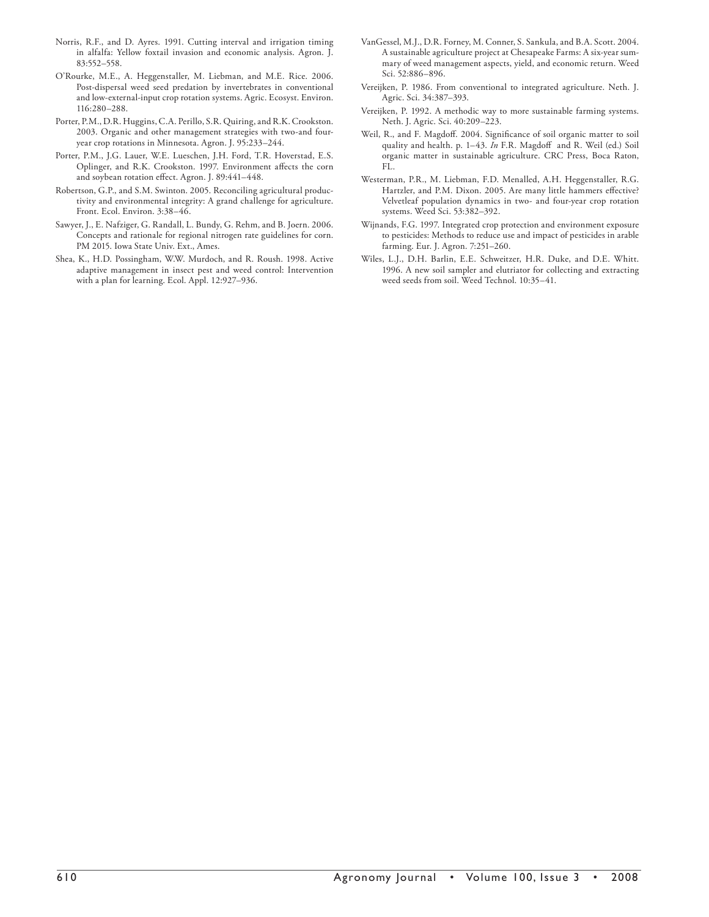Norris, R.F., and D. Ayres. 1991. Cutting interval and irrigation timing in alfalfa: Yellow foxtail invasion and economic analysis. Agron. J. 83:552–558.

O'Rourke, M.E., A. Heggenstaller, M. Liebman, and M.E. Rice. 2006. Post-dispersal weed seed predation by invertebrates in conventional and low-external-input crop rotation systems. Agric. Ecosyst. Environ. 116:280–288.

Porter, P.M., D.R. Huggins, C.A. Perillo, S.R. Quiring, and R.K. Crookston. 2003. Organic and other management strategies with two-and four-year crop rotations in Minnesota. Agron. J. 95:233–244.

Porter, P.M., J.G. Lauer, W.E. Lueschen, J.H. Ford, T.R. Hoverstad, E.S. Oplinger, and R.K. Crookston. 1997. Environment affects the corn and soybean rotation effect. Agron. J. 89:441–448.

Robertson, G.P., and S.M. Swinton. 2005. Reconciling agricultural productivity and environmental integrity: A grand challenge for agriculture. Front. Ecol. Environ. 3:38–46.

Sawyer, J., E. Nafziger, G. Randall, L. Bundy, G. Rehm, and B. Joern. 2006. Concepts and rationale for regional nitrogen rate guidelines for corn. PM 2015. Iowa State Univ. Ext., Ames.

Shea, K., H.D. Possingham, W.W. Murdoch, and R. Roush. 1998. Active adaptive management in insect pest and weed control: Intervention with a plan for learning. Ecol. Appl. 12:927–936.

VanGessel, M.J., D.R. Forney, M. Conner, S. Sankula, and B.A. Scott. 2004. A sustainable agriculture project at Chesapeake Farms: A six-year summary of weed management aspects, yield, and economic return. Weed Sci. 52:886–896.

Vereijken, P. 1986. From conventional to integrated agriculture. Neth. J. Agric. Sci. 34:387–393.

Vereijken, P. 1992. A methodic way to more sustainable farming systems. Neth. J. Agric. Sci. 40:209–223.

Weil, R., and F. Magdoff. 2004. Significance of soil organic matter to soil quality and health. p. 1–43. *In* F.R. Magdoff and R. Weil (ed.) Soil organic matter in sustainable agriculture. CRC Press, Boca Raton, FL.

Westerman, P.R., M. Liebman, F.D. Menalled, A.H. Heggenstaller, R.G. Hartzler, and P.M. Dixon. 2005. Are many little hammers effective? Velvetleaf population dynamics in two- and four-year crop rotation systems. Weed Sci. 53:382–392.

Wijnands, F.G. 1997. Integrated crop protection and environment exposure to pesticides: Methods to reduce use and impact of pesticides in arable farming. Eur. J. Agron. 7:251–260.

Wiles, L.J., D.H. Barlin, E.E. Schweitzer, H.R. Duke, and D.E. Whitt. 1996. A new soil sampler and elutriator for collecting and extracting weed seeds from soil. Weed Technol. 10:35–41.